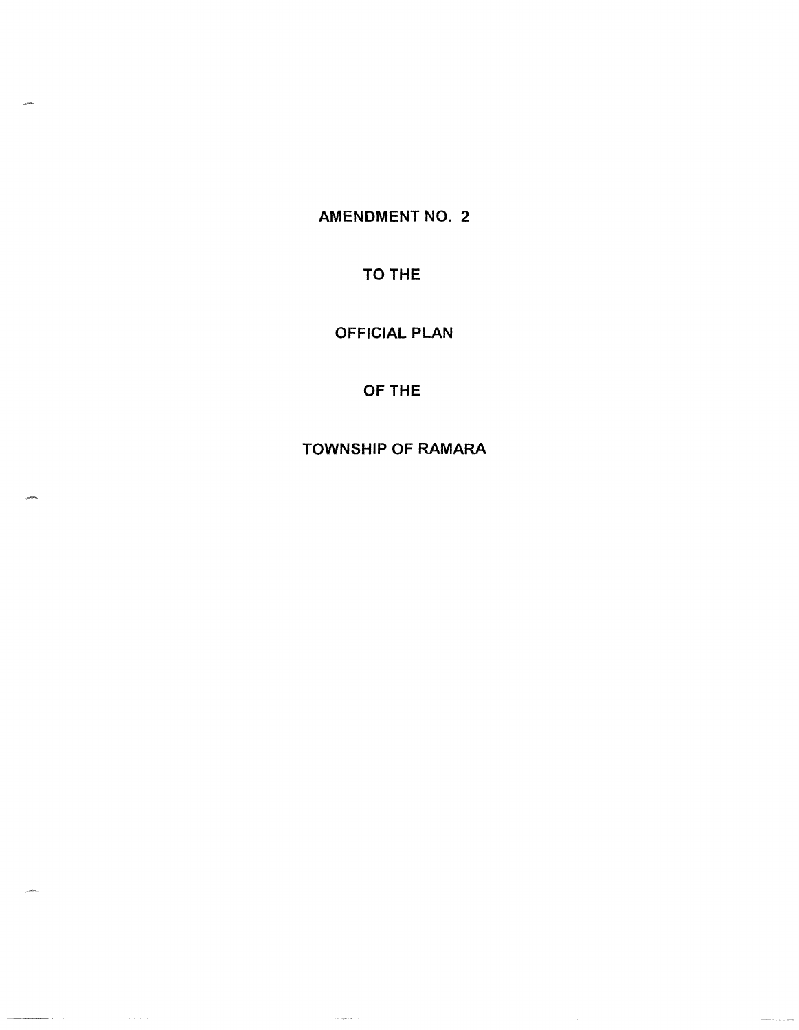# AMENDMENT NO. 2

# TO THE

# OFFICIAL PLAN

# OF THE

# TOWNSHIP OF RAMARA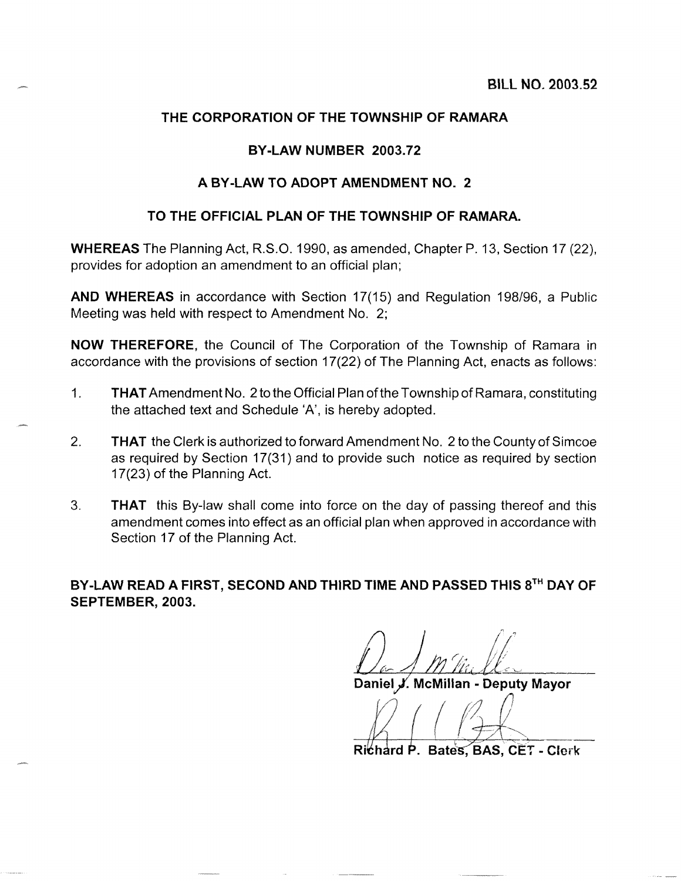BILL NO. 2003.52

# THE CORPORATION OF THE TOWNSHIP OF RAMARA

## BY-LAW NUMBER 2003.72

## A BY-LAW TO ADOPT AMENDMENT NO. 2

## TO THE OFFICIAL PLAN OF THE TOWNSHIP OF RAMARA.

**WHEREAS** The Planning Act, R.S.O. 1990, as amended, Chapter P. 13, Section 17 (22), provides for adoption an amendment to an official plan;

**AND WHEREAS** in accordance with Section 17(15) and Regulation 198/96, a Public Meeting was held with respect to Amendment No. 2;

**NOW THEREFORE**, the Council of The Corporation of the Township of Ramara in accordance with the provisions of section 17(22) of The Planning Act, enacts as follows:

1. **THAT** Amendment No. 2 to the Official Plan of the Township of Ramara, constituting the attached text and Schedule 'A', is hereby adopted.

2. **THAT** the Clerk is authorized to forward Amendment No. 2 to the County of Simcoe as required by Section 17(31) and to provide such notice as required by section 17(23) of the Planning Act.

3. **THAT** this By-law shall come into force on the day of passing thereof and this amendment comes into effect as an official plan when approved in accordance with Section 17 of the Planning Act.

**BY-LAW READ A FIRST, SECOND AND THIRD TIME AND PASSED THIS 8TH DAY OF SEPTEMBER, 2003.**

Daniel J. McMillan - Deputy Mayor

Richard P. Bates, BAS, CET - Clerk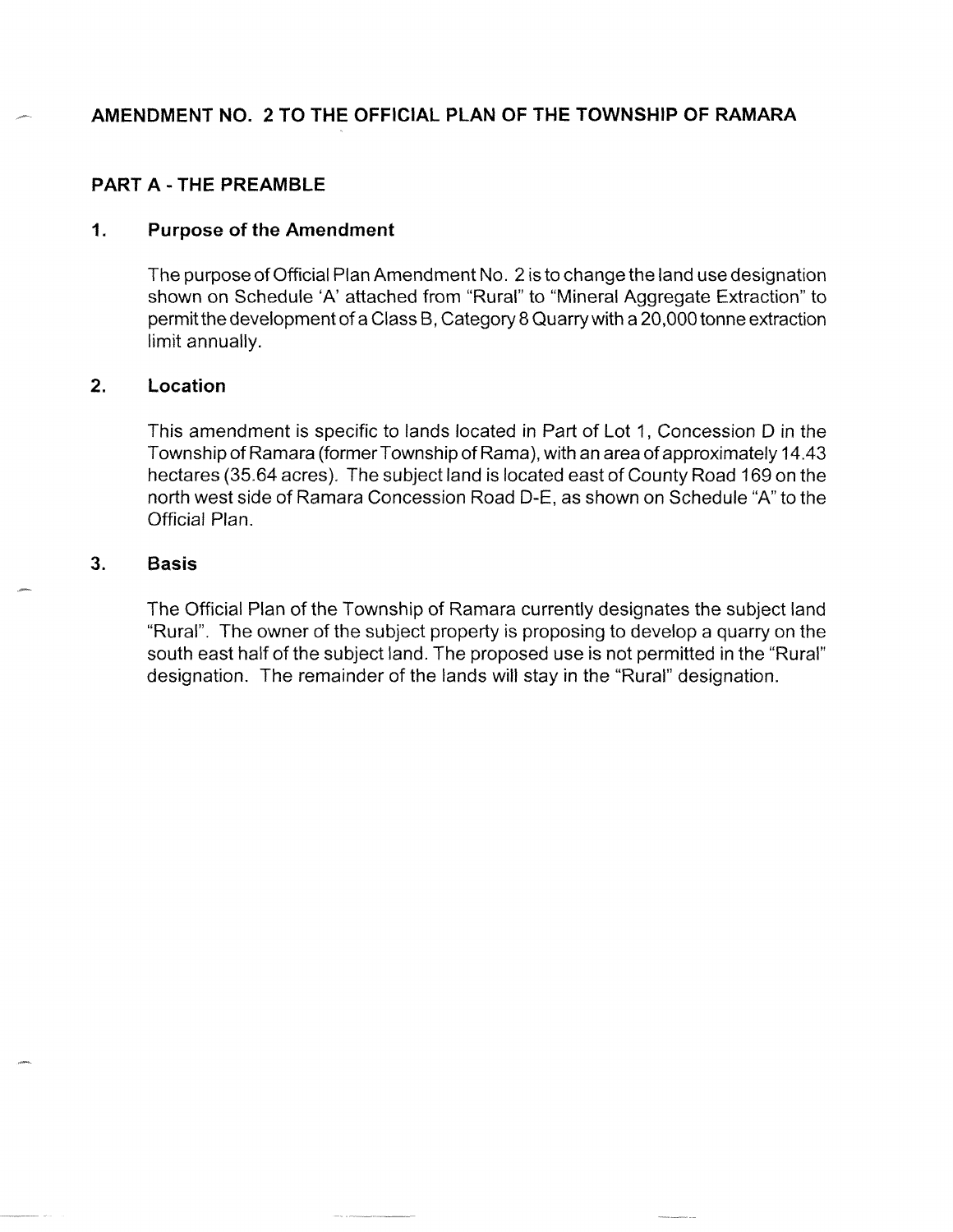# AMENDMENT NO. 2 TO THE OFFICIAL PLAN OF THE TOWNSHIP OF RAMARA

## PART A - THE PREAMBLE

### 1. Purpose of the Amendment

The purpose of Official Plan Amendment No. 2 is to change the land use designation shown on Schedule 'A' attached from "Rural" to "Mineral Aggregate Extraction" to permit the development of a Class B, Category 8 Quarry with a 20,000 tonne extraction limit annually.

### 2. Location

This amendment is specific to lands located in Part of Lot 1, Concession D in the Township of Ramara (former Township of Rama), with an area of approximately 14.43 hectares (35.64 acres). The subject land is located east of County Road 169 on the north west side of Ramara Concession Road D-E, as shown on Schedule "A" to the Official Plan.

### 3. Basis

The Official Plan of the Township of Ramara currently designates the subject land "Rural". The owner of the subject property is proposing to develop a quarry on the south east half of the subject land. The proposed use is not permitted in the "Rural" designation. The remainder of the lands will stay in the "Rural" designation.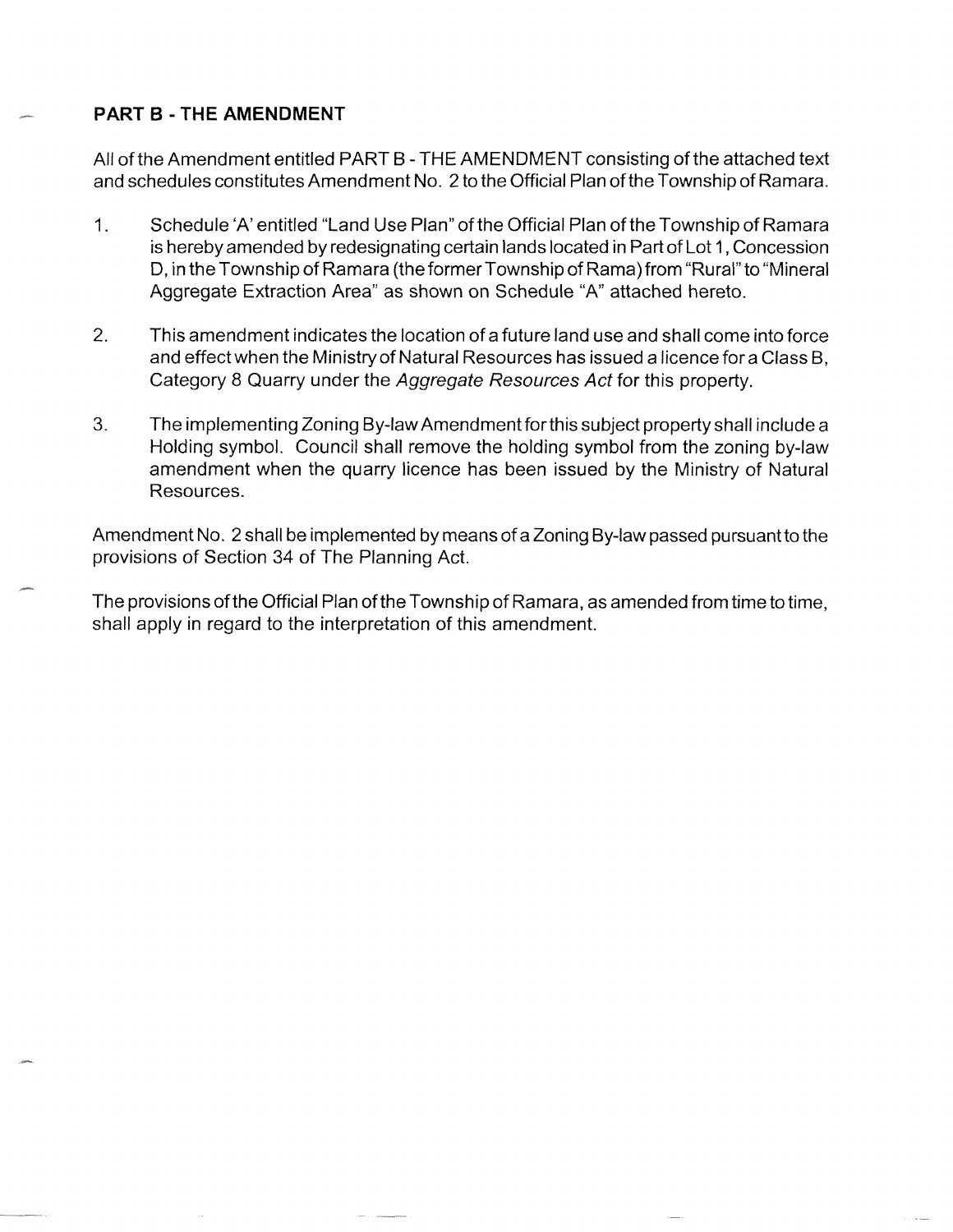## PART B - THE AMENDMENT

All of the Amendment entitled PART B - THE AMENDMENT consisting of the attached text and schedules constitutes Amendment No. 2 to the Official Plan of the Township of Ramara.

1. Schedule 'A' entitled "Land Use Plan" of the Official Plan of the Township of Ramara is hereby amended by redesignating certain lands located in Part of Lot 1, Concession D, in the Township of Ramara (the former Township of Rama) from "Rural" to "Mineral Aggregate Extraction Area" as shown on Schedule "A" attached hereto.

2. This amendment indicates the location of a future land use and shall come into force and effect when the Ministry of Natural Resources has issued a licence for a Class B, Category 8 Quarry under the *Aggregate Resources Act* for this property.

3. The implementing Zoning By-law Amendment for this subject property shall include a Holding symbol. Council shall remove the holding symbol from the zoning by-law amendment when the quarry licence has been issued by the Ministry of Natural Resources.

Amendment No. 2 shall be implemented by means of a Zoning By-law passed pursuant to the provisions of Section 34 of The Planning Act.

The provisions of the Official Plan of the Township of Ramara, as amended from time to time, shall apply in regard to the interpretation of this amendment.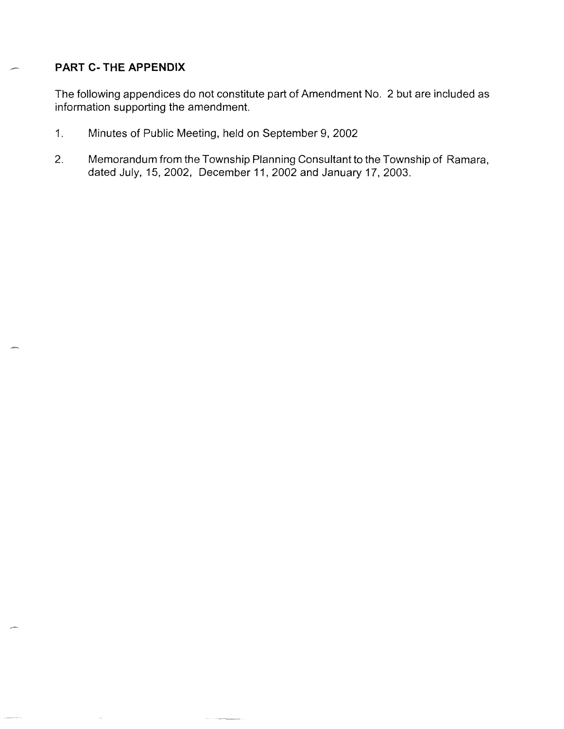## PART C- THE APPENDIX

The following appendices do not constitute part of Amendment No. 2 but are included as information supporting the amendment.

1. Minutes of Public Meeting, held on September 9, 2002

2. Memorandum from the Township Planning Consultant to the Township of Ramara, dated July, 15, 2002, December 11, 2002 and January 17, 2003.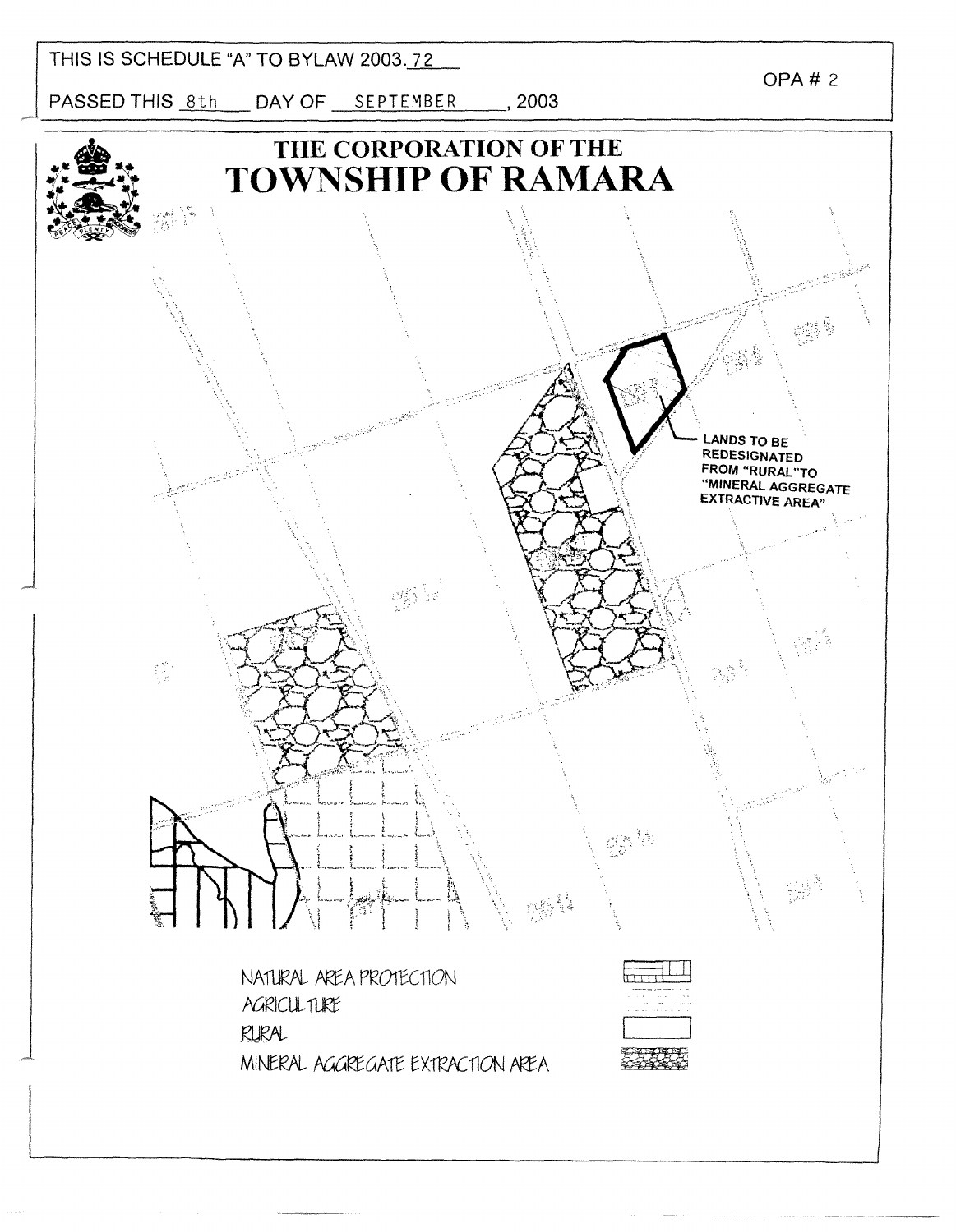THIS IS SCHEDULE "A" TO BYLAW 2003.72

PASSED THIS 8th DAY OF SEPTEMBER, 2003

OPA # 2

# THE CORPORATION OF THE TOWNSHIP OF RAMARA

LANDS TO BE REDESIGNATED FROM "RURAL" TO "MINERAL AGGREGATE EXTRACTIVE AREA"

NATURAL AREA PROTECTION

AGRICULTURE

RURAL

MINERAL AGGREGATE EXTRACTION AREA